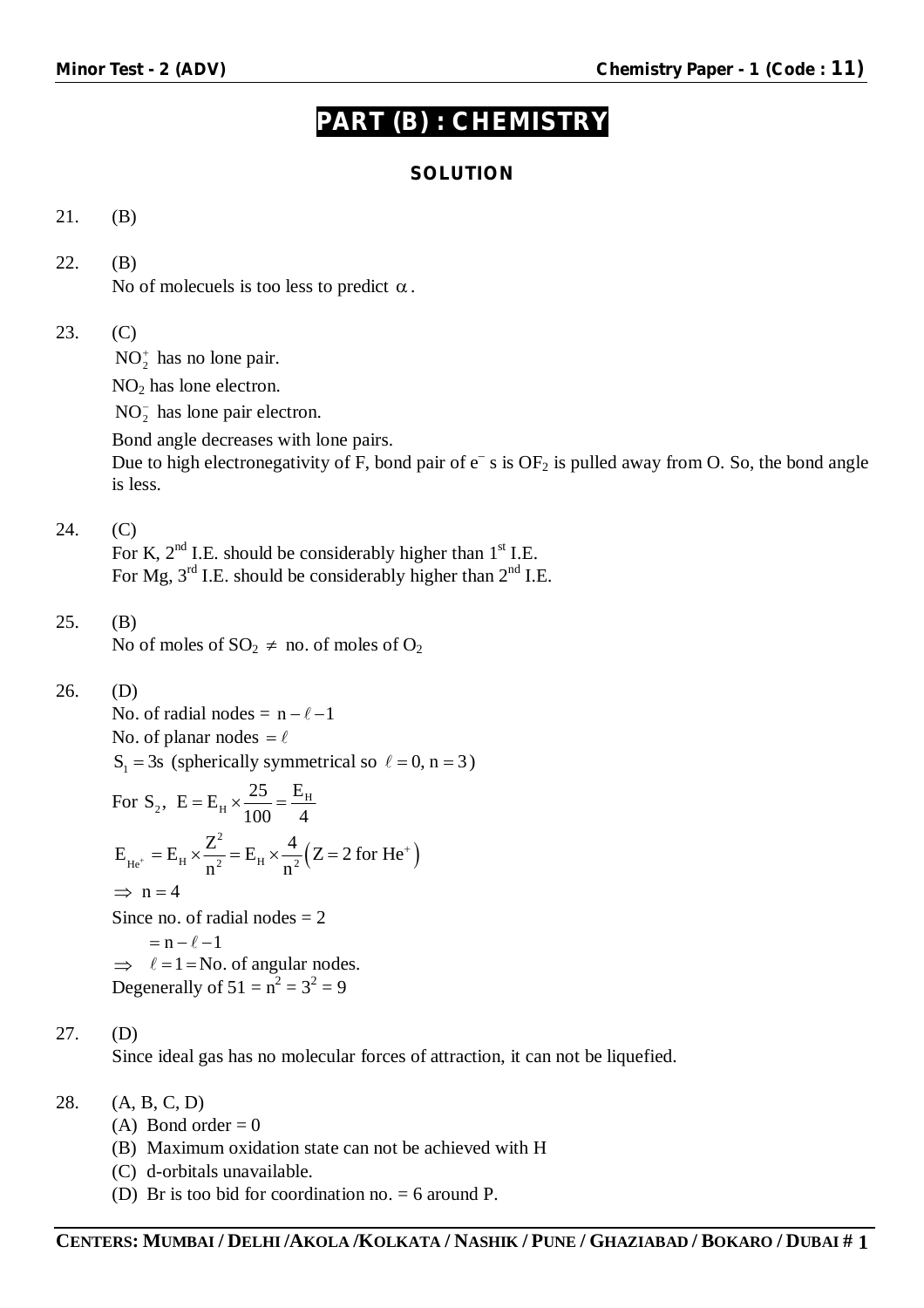# PART (B) : CHEMISTRY

## SOLUTION

21. (B)

22. (B)
 No of molecuels is too less to predict $\alpha$.

23. (C)
 $NO_2^+$ has no lone pair.
 $NO_2$ has lone electron.
 $NO_2^-$ has lone pair electron.
 Bond angle decreases with lone pairs.
 Due to high electronegativity of F, bond pair of $e^-$ s is $OF_2$ is pulled away from O. So, the bond angle is less.

24. (C)
 For K, $2^{nd}$ I.E. should be considerably higher than $1^{st}$ I.E.
 For Mg, $3^{rd}$ I.E. should be considerably higher than $2^{nd}$ I.E.

25. (B)
 No of moles of $SO_2 \neq$ no. of moles of $O_2$

26. (D)
 No. of radial nodes = $n - \ell - 1$
 No. of planar nodes $= \ell$
 $S_1 = 3s$ (spherically symmetrical so $\ell = 0, n = 3$)
 For $S_2$, $E = E_H \times \frac{25}{100} = \frac{E_H}{4}$
 $E_{He^+} = E_H \times \frac{Z^2}{n^2} = E_H \times \frac{4}{n^2} \left(Z = 2 \text{ for } He^+\right)$
 $\Rightarrow n = 4$
 Since no. of radial nodes = 2
 $= n - \ell - 1$
 $\Rightarrow \ell = 1 =$ No. of angular nodes.
 Degenerally of 51 = $n^2 = 3^2 = 9$

27. (D)
 Since ideal gas has no molecular forces of attraction, it can not be liquefied.

28. (A, B, C, D)
 (A) Bond order = 0
 (B) Maximum oxidation state can not be achieved with H
 (C) d-orbitals unavailable.
 (D) Br is too bid for coordination no. = 6 around P.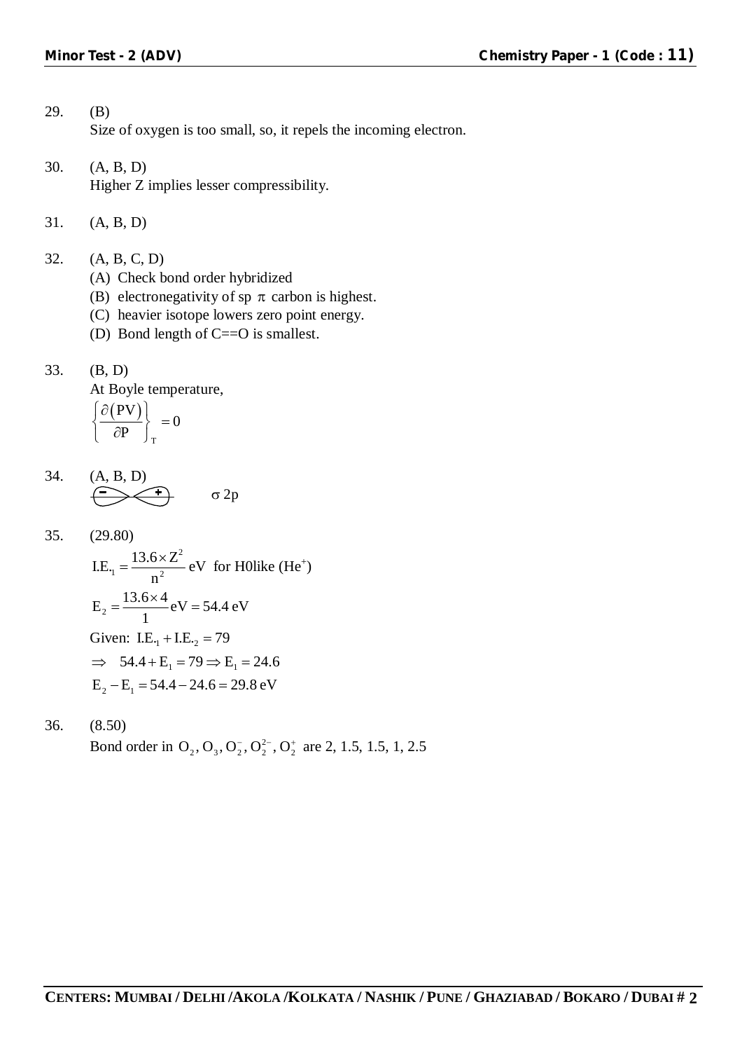29. (B)
Size of oxygen is too small, so, it repels the incoming electron.

30. (A, B, D)
Higher Z implies lesser compressibility.

31. (A, B, D)

32. (A, B, C, D)
(A) Check bond order hybridized
(B) electronegativity of sp $\pi$ carbon is highest.
(C) heavier isotope lowers zero point energy.
(D) Bond length of C==O is smallest.

33. (B, D)
At Boyle temperature,

$$\left\{\frac{\partial(PV)}{\partial P}\right\}_T = 0$$

34. (A, B, D)
$\sigma\, 2p$

35. (29.80)

$$I.E._1 = \frac{13.6 \times Z^2}{n^2} \text{ eV} \text{ for H0like } (He^+)$$

$$E_2 = \frac{13.6 \times 4}{1} \text{eV} = 54.4 \text{ eV}$$

Given: $I.E._1 + I.E._2 = 79$

$$\Rightarrow \quad 54.4 + E_1 = 79 \Rightarrow E_1 = 24.6$$

$$E_2 - E_1 = 54.4 - 24.6 = 29.8 \text{ eV}$$

36. (8.50)
Bond order in $O_2, O_3, O_2^-, O_2^{2-}, O_2^+$ are 2, 1.5, 1.5, 1, 2.5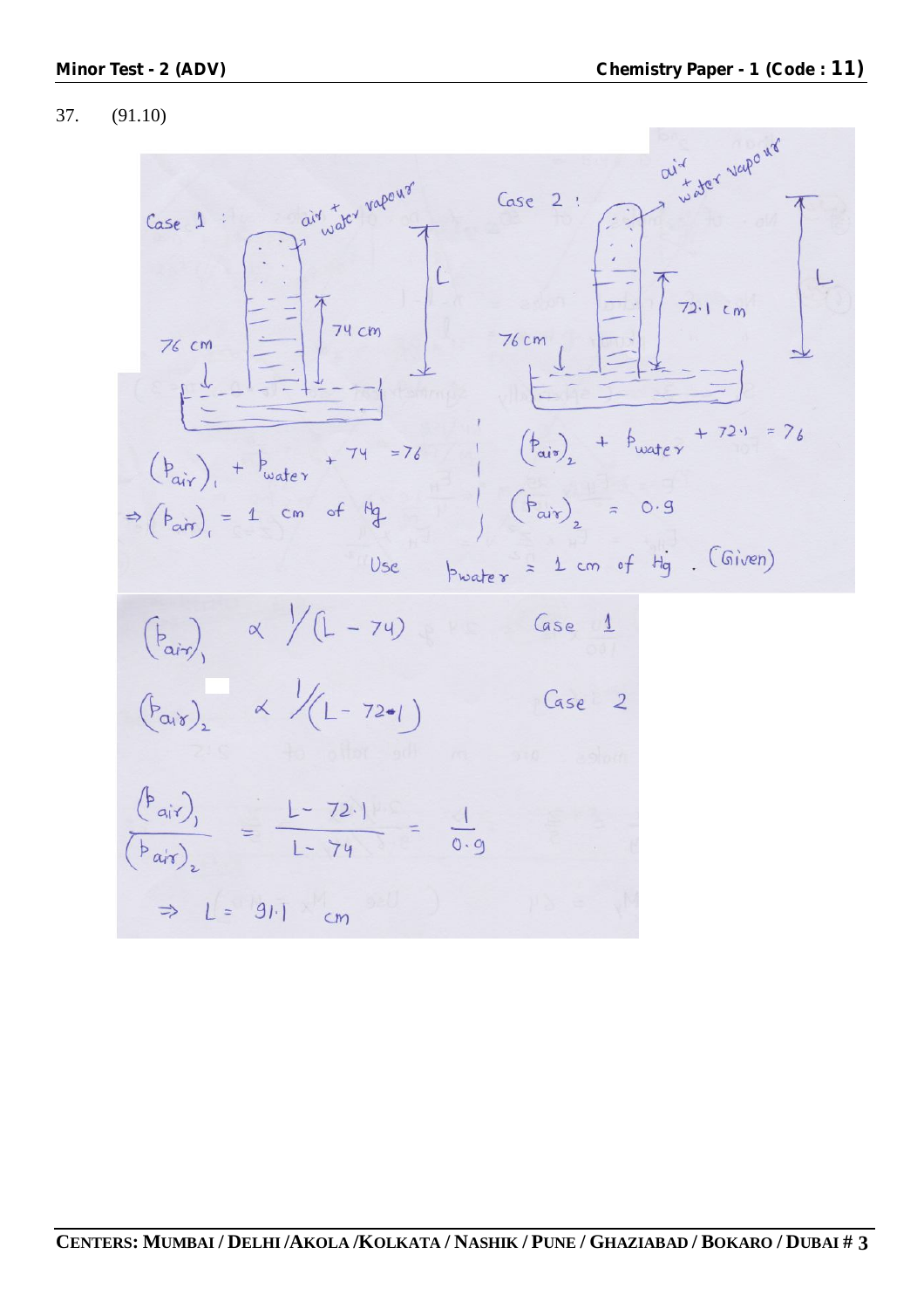37. (91.10)

Case 1 : air + water vapour

76 cm, 74 cm, L

$(p_{air})_1 + p_{water} + 74 = 76$

$\Rightarrow (p_{air})_1 = 1$ cm of Hg

Case 2 : air + water vapour

76 cm, 72.1 cm, L

$(p_{air})_2 + p_{water} + 72.1 = 76$

$(p_{air})_2 = 0.9$

Use $p_{water} = 1$ cm of Hg . (Given)

$(p_{air})_1 \propto 1/(L - 74)$ Case 1

$(p_{air})_2 \propto 1/(L - 72.1)$ Case 2

$$\frac{(p_{air})_1}{(p_{air})_2} = \frac{L - 72.1}{L - 74} = \frac{1}{0.9}$$

$\Rightarrow L = 91.1$ cm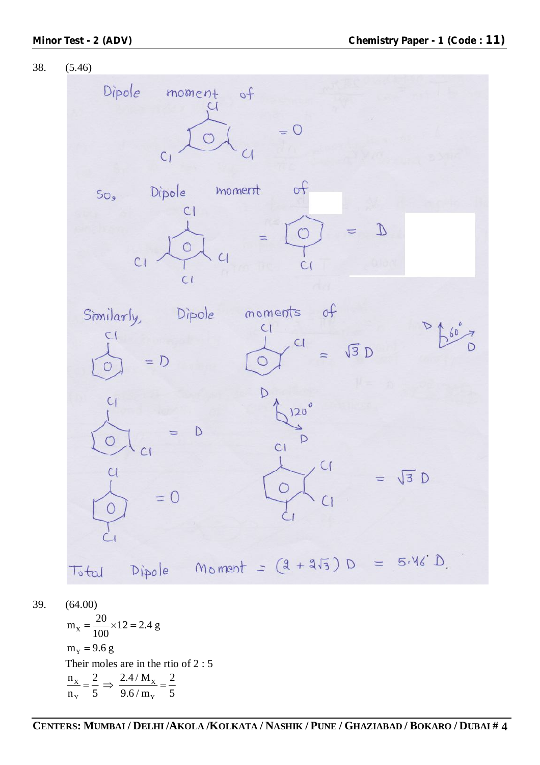38. (5.46)

Dipole moment of (1,3,5-trichlorobenzene) = 0

So, Dipole moment of (1,2,3,5-tetrachlorobenzene) = (chlorobenzene) = D

Similarly, Dipole moments of

(chlorobenzene) = D

(1,2-dichlorobenzene) = $\sqrt{3}$ D  (D, 60°, D)

(1,3-dichlorobenzene) = D  (D, 120°, D)

(1,4-dichlorobenzene) = 0

(1,2,3,4-tetrachlorobenzene) = $\sqrt{3}$ D

Total Dipole Moment = $(2 + 2\sqrt{3})$ D = 5.46 D.

39. (64.00)

$$m_X = \frac{20}{100} \times 12 = 2.4 \text{ g}$$

$$m_Y = 9.6 \text{ g}$$

Their moles are in the rtio of 2 : 5

$$\frac{n_X}{n_Y} = \frac{2}{5} \Rightarrow \frac{2.4/M_X}{9.6/m_Y} = \frac{2}{5}$$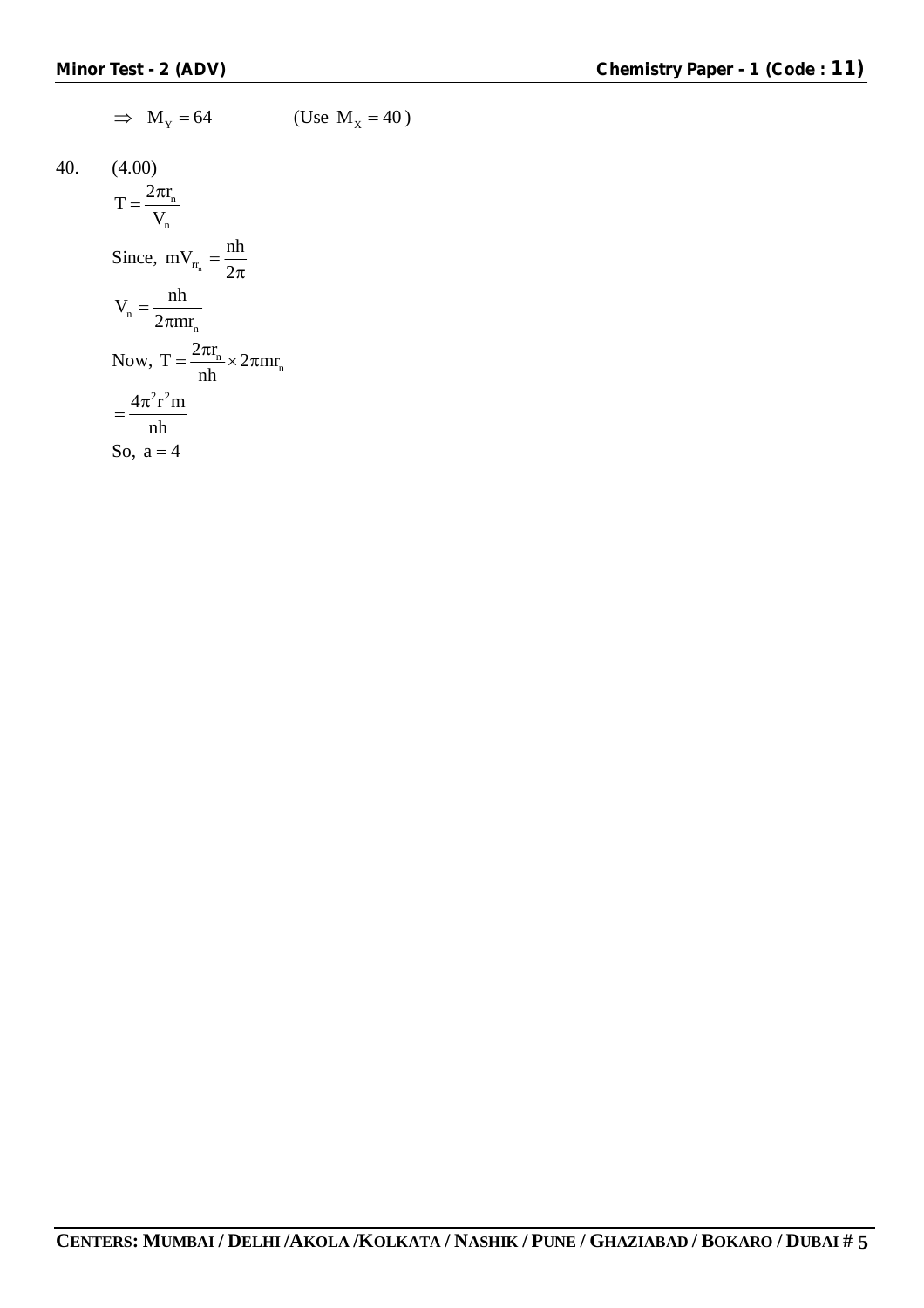$\Rightarrow \quad M_Y = 64 \qquad$ (Use $M_X = 40$)

40. (4.00)

$$T = \frac{2\pi r_n}{V_n}$$

Since, $mV_{r r_n} = \dfrac{nh}{2\pi}$

$$V_n = \frac{nh}{2\pi m r_n}$$

Now, $T = \dfrac{2\pi r_n}{nh} \times 2\pi m r_n$

$$= \frac{4\pi^2 r^2 m}{nh}$$

So, $a = 4$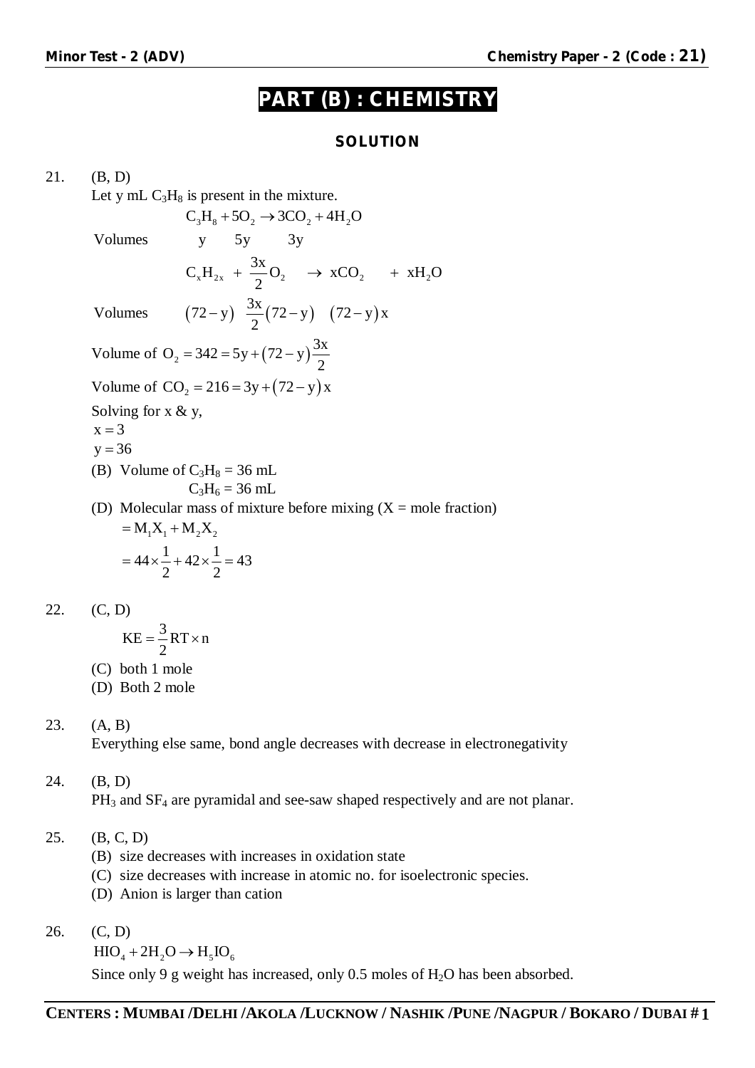# PART (B) : CHEMISTRY

## SOLUTION

21. (B, D)

Let y mL $C_3H_8$ is present in the mixture.

$$C_3H_8 + 5O_2 \rightarrow 3CO_2 + 4H_2O$$

Volumes y 5y 3y

$$C_xH_{2x} + \frac{3x}{2}O_2 \rightarrow xCO_2 + xH_2O$$

Volumes $(72-y)$ $\frac{3x}{2}(72-y)$ $(72-y)x$

Volume of $O_2 = 342 = 5y + (72-y)\frac{3x}{2}$

Volume of $CO_2 = 216 = 3y + (72-y)x$

Solving for x & y,

$x = 3$

$y = 36$

(B) Volume of $C_3H_8$ = 36 mL

$C_3H_6$ = 36 mL

(D) Molecular mass of mixture before mixing (X = mole fraction)

$= M_1X_1 + M_2X_2$

$= 44 \times \frac{1}{2} + 42 \times \frac{1}{2} = 43$

22. (C, D)

$$KE = \frac{3}{2}RT \times n$$

(C) both 1 mole

(D) Both 2 mole

23. (A, B)

Everything else same, bond angle decreases with decrease in electronegativity

24. (B, D)

$PH_3$ and $SF_4$ are pyramidal and see-saw shaped respectively and are not planar.

25. (B, C, D)

(B) size decreases with increases in oxidation state

(C) size decreases with increase in atomic no. for isoelectronic species.

(D) Anion is larger than cation

26. (C, D)

$HIO_4 + 2H_2O \rightarrow H_5IO_6$

Since only 9 g weight has increased, only 0.5 moles of $H_2O$ has been absorbed.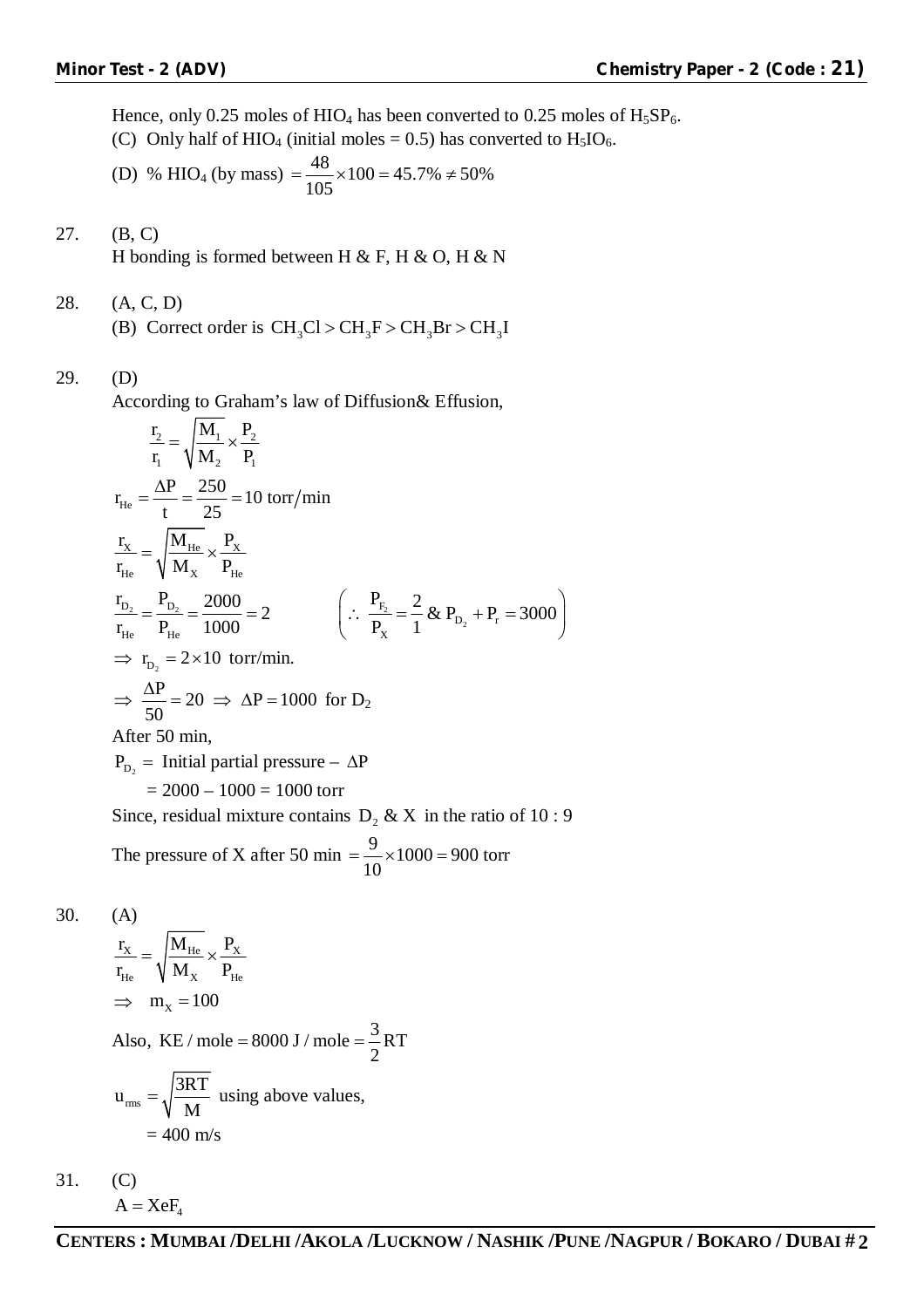Hence, only 0.25 moles of $HIO_4$ has been converted to 0.25 moles of $H_5SP_6$.

(C) Only half of $HIO_4$ (initial moles = 0.5) has converted to $H_5IO_6$.

(D) % $HIO_4$ (by mass) $= \frac{48}{105} \times 100 = 45.7\% \neq 50\%$

27. (B, C)

H bonding is formed between H & F, H & O, H & N

28. (A, C, D)

(B) Correct order is $CH_3Cl > CH_3F > CH_3Br > CH_3I$

29. (D)

According to Graham's law of Diffusion& Effusion,

$$\frac{r_2}{r_1} = \sqrt{\frac{M_1}{M_2}} \times \frac{P_2}{P_1}$$

$$r_{He} = \frac{\Delta P}{t} = \frac{250}{25} = 10 \text{ torr/min}$$

$$\frac{r_X}{r_{He}} = \sqrt{\frac{M_{He}}{M_X}} \times \frac{P_X}{P_{He}}$$

$$\frac{r_{D_2}}{r_{He}} = \frac{P_{D_2}}{P_{He}} = \frac{2000}{1000} = 2 \qquad \left(\therefore \frac{P_{F_2}}{P_X} = \frac{2}{1} \;\&\; P_{D_2} + P_r = 3000\right)$$

$\Rightarrow r_{D_2} = 2 \times 10$ torr/min.

$\Rightarrow \frac{\Delta P}{50} = 20 \Rightarrow \Delta P = 1000$ for $D_2$

After 50 min,

$P_{D_2} =$ Initial partial pressure – $\Delta P$

$= 2000 – 1000 = 1000$ torr

Since, residual mixture contains $D_2$ & X in the ratio of 10 : 9

The pressure of X after 50 min $= \frac{9}{10} \times 1000 = 900$ torr

30. (A)

$$\frac{r_X}{r_{He}} = \sqrt{\frac{M_{He}}{M_X}} \times \frac{P_X}{P_{He}}$$

$\Rightarrow m_X = 100$

Also, $KE / \text{mole} = 8000 \text{ J / mole} = \frac{3}{2}RT$

$u_{rms} = \sqrt{\frac{3RT}{M}}$ using above values,

$= 400$ m/s

31. (C)

$A = XeF_4$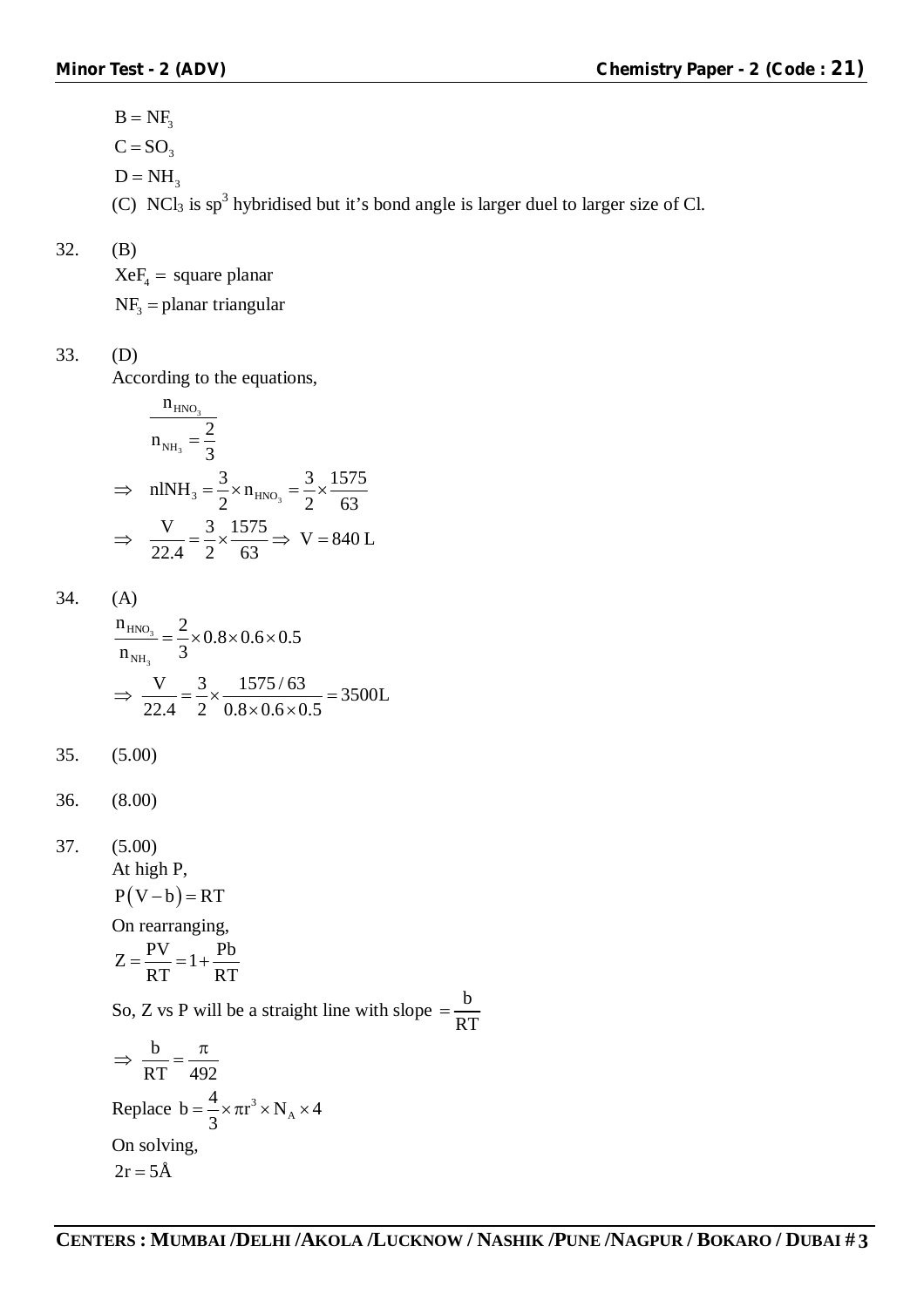$B = NF_3$

$C = SO_3$

$D = NH_3$

(C) $NCl_3$ is $sp^3$ hybridised but it's bond angle is larger duel to larger size of Cl.

32. (B)

$XeF_4 =$ square planar

$NF_3 =$ planar triangular

33. (D)

According to the equations,

$$\frac{n_{HNO_3}}{n_{NH_3}} = \frac{2}{3}$$

$$\Rightarrow \quad nlNH_3 = \frac{3}{2} \times n_{HNO_3} = \frac{3}{2} \times \frac{1575}{63}$$

$$\Rightarrow \quad \frac{V}{22.4} = \frac{3}{2} \times \frac{1575}{63} \Rightarrow V = 840\ L$$

34. (A)

$$\frac{n_{HNO_3}}{n_{NH_3}} = \frac{2}{3} \times 0.8 \times 0.6 \times 0.5$$

$$\Rightarrow \frac{V}{22.4} = \frac{3}{2} \times \frac{1575/63}{0.8 \times 0.6 \times 0.5} = 3500L$$

35. (5.00)

36. (8.00)

37. (5.00)

At high P,

$$P(V - b) = RT$$

On rearranging,

$$Z = \frac{PV}{RT} = 1 + \frac{Pb}{RT}$$

So, Z vs P will be a straight line with slope $= \frac{b}{RT}$

$$\Rightarrow \frac{b}{RT} = \frac{\pi}{492}$$

Replace $b = \frac{4}{3} \times \pi r^3 \times N_A \times 4$

On solving,

$2r = 5\text{Å}$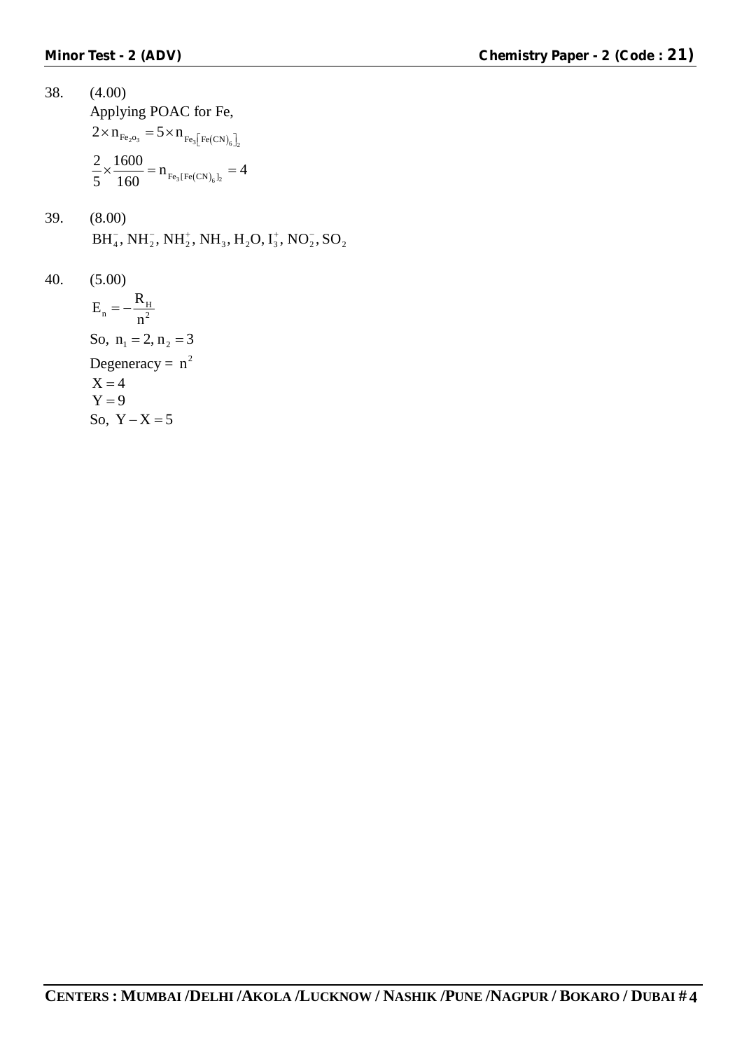38. (4.00)

Applying POAC for Fe,

$$2 \times n_{Fe_2o_3} = 5 \times n_{Fe_3[Fe(CN)_6]_2}$$

$$\frac{2}{5} \times \frac{1600}{160} = n_{Fe_3[Fe(CN)_6]_2} = 4$$

39. (8.00)

$BH_4^-, NH_2^-, NH_2^+, NH_3, H_2O, I_3^+, NO_2^-, SO_2$

40. (5.00)

$$E_n = -\frac{R_H}{n^2}$$

So, $n_1 = 2, n_2 = 3$

Degeneracy = $n^2$

$X = 4$

$Y = 9$

So, $Y - X = 5$